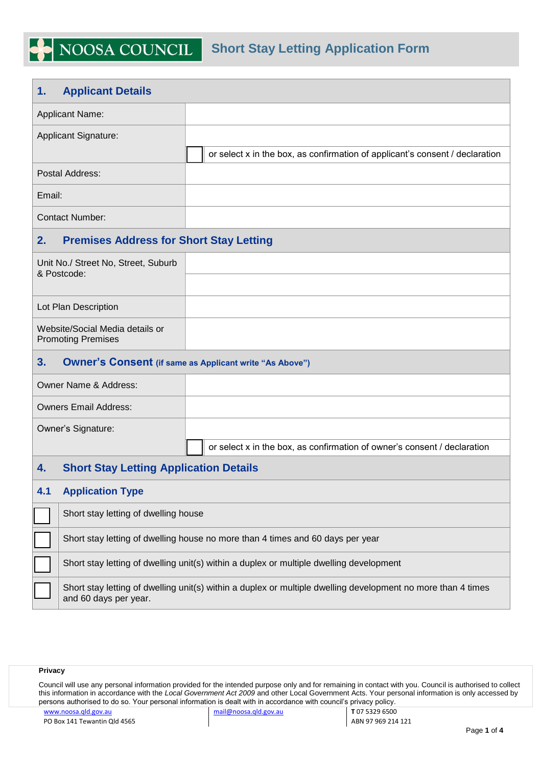# NOOSA COUNCIL — Short Stay Letting Application Form

## 1. Applicant Details

| | |
|---|---|
| Applicant Name: | |
| Applicant Signature: | |
| | ☐ or select x in the box, as confirmation of applicant's consent / declaration |
| Postal Address: | |
| Email: | |
| Contact Number: | |

## 2. Premises Address for Short Stay Letting

| | |
|---|---|
| Unit No./ Street No, Street, Suburb & Postcode: | |
| | |
| Lot Plan Description | |
| Website/Social Media details or Promoting Premises | |

## 3. Owner's Consent (if same as Applicant write "As Above")

| | |
|---|---|
| Owner Name & Address: | |
| Owners Email Address: | |
| Owner's Signature: | |
| | ☐ or select x in the box, as confirmation of owner's consent / declaration |

## 4. Short Stay Letting Application Details

### 4.1 Application Type

- ☐ Short stay letting of dwelling house
- ☐ Short stay letting of dwelling house no more than 4 times and 60 days per year
- ☐ Short stay letting of dwelling unit(s) within a duplex or multiple dwelling development
- ☐ Short stay letting of dwelling unit(s) within a duplex or multiple dwelling development no more than 4 times and 60 days per year.

**Privacy**

Council will use any personal information provided for the intended purpose only and for remaining in contact with you. Council is authorised to collect this information in accordance with the *Local Government Act 2009* and other Local Government Acts. Your personal information is only accessed by persons authorised to do so. Your personal information is dealt with in accordance with council's privacy policy.

www.noosa.qld.gov.au
PO Box 141 Tewantin Qld 4565
mail@noosa.qld.gov.au
**T** 07 5329 6500
ABN 97 969 214 121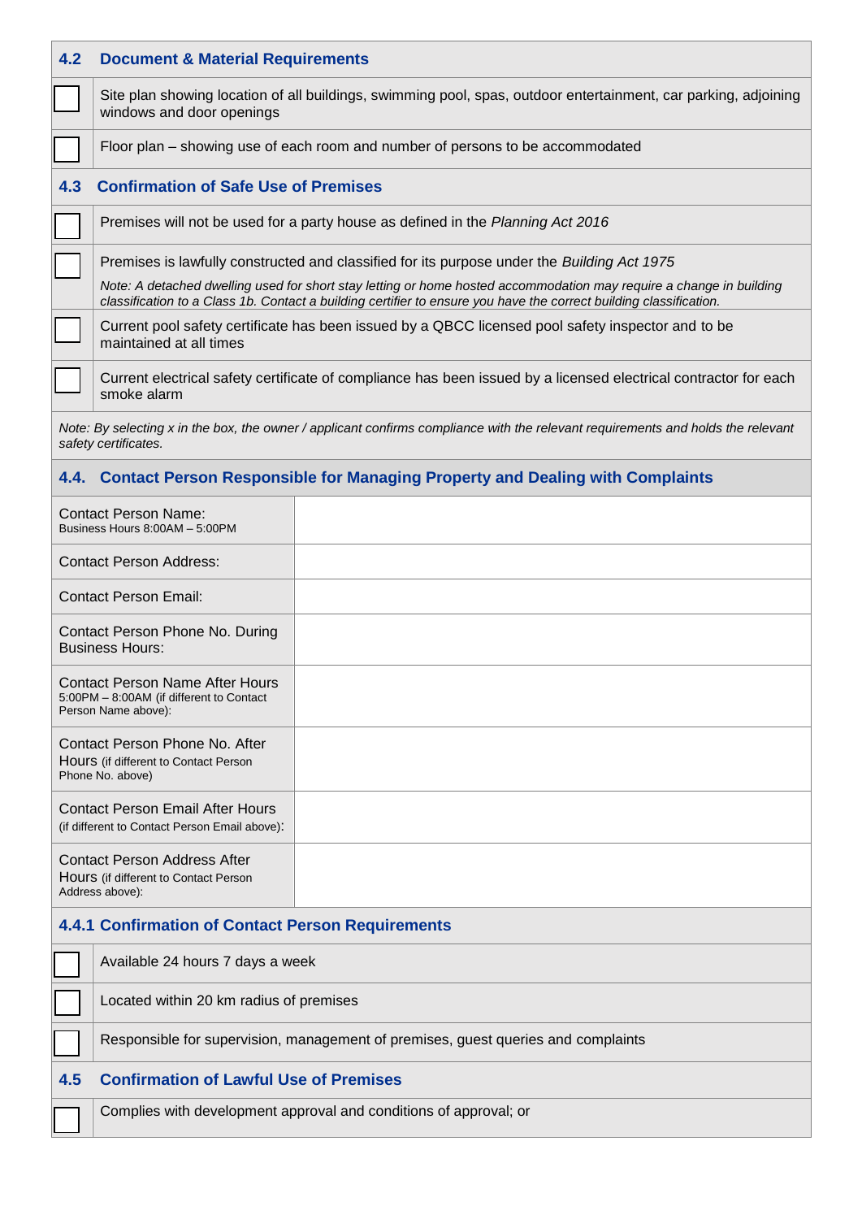## 4.2 Document & Material Requirements

| | |
|---|---|
| ☐ | Site plan showing location of all buildings, swimming pool, spas, outdoor entertainment, car parking, adjoining windows and door openings |
| ☐ | Floor plan – showing use of each room and number of persons to be accommodated |

## 4.3 Confirmation of Safe Use of Premises

| | |
|---|---|
| ☐ | Premises will not be used for a party house as defined in the *Planning Act 2016* |
| ☐ | Premises is lawfully constructed and classified for its purpose under the *Building Act 1975*<br>*Note: A detached dwelling used for short stay letting or home hosted accommodation may require a change in building classification to a Class 1b. Contact a building certifier to ensure you have the correct building classification.* |
| ☐ | Current pool safety certificate has been issued by a QBCC licensed pool safety inspector and to be maintained at all times |
| ☐ | Current electrical safety certificate of compliance has been issued by a licensed electrical contractor for each smoke alarm |

*Note: By selecting x in the box, the owner / applicant confirms compliance with the relevant requirements and holds the relevant safety certificates.*

## 4.4. Contact Person Responsible for Managing Property and Dealing with Complaints

| | |
|---|---|
| Contact Person Name:<br>Business Hours 8:00AM – 5:00PM | |
| Contact Person Address: | |
| Contact Person Email: | |
| Contact Person Phone No. During Business Hours: | |
| Contact Person Name After Hours<br>5:00PM – 8:00AM (if different to Contact Person Name above): | |
| Contact Person Phone No. After Hours (if different to Contact Person Phone No. above) | |
| Contact Person Email After Hours<br>(if different to Contact Person Email above): | |
| Contact Person Address After Hours (if different to Contact Person Address above): | |

### 4.4.1 Confirmation of Contact Person Requirements

| | |
|---|---|
| ☐ | Available 24 hours 7 days a week |
| ☐ | Located within 20 km radius of premises |
| ☐ | Responsible for supervision, management of premises, guest queries and complaints |

## 4.5 Confirmation of Lawful Use of Premises

| | |
|---|---|
| ☐ | Complies with development approval and conditions of approval; or |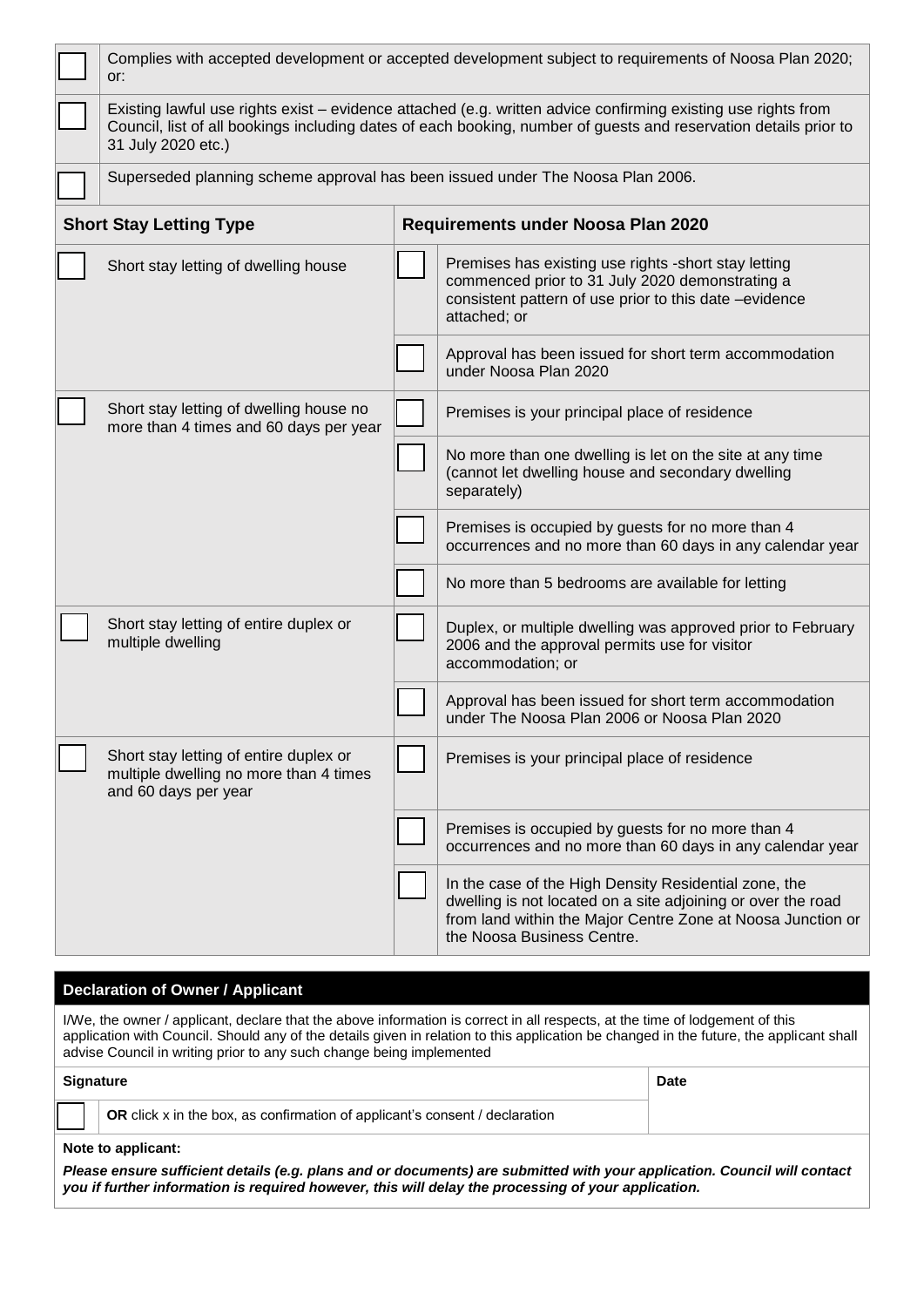| | |
|---|---|
| ☐ | Complies with accepted development or accepted development subject to requirements of Noosa Plan 2020; or: |
| ☐ | Existing lawful use rights exist – evidence attached (e.g. written advice confirming existing use rights from Council, list of all bookings including dates of each booking, number of guests and reservation details prior to 31 July 2020 etc.) |
| ☐ | Superseded planning scheme approval has been issued under The Noosa Plan 2006. |

| | Short Stay Letting Type | | Requirements under Noosa Plan 2020 |
|---|---|---|---|
| ☐ | Short stay letting of dwelling house | ☐ | Premises has existing use rights -short stay letting commenced prior to 31 July 2020 demonstrating a consistent pattern of use prior to this date –evidence attached; or |
| | | ☐ | Approval has been issued for short term accommodation under Noosa Plan 2020 |
| ☐ | Short stay letting of dwelling house no more than 4 times and 60 days per year | ☐ | Premises is your principal place of residence |
| | | ☐ | No more than one dwelling is let on the site at any time (cannot let dwelling house and secondary dwelling separately) |
| | | ☐ | Premises is occupied by guests for no more than 4 occurrences and no more than 60 days in any calendar year |
| | | ☐ | No more than 5 bedrooms are available for letting |
| ☐ | Short stay letting of entire duplex or multiple dwelling | ☐ | Duplex, or multiple dwelling was approved prior to February 2006 and the approval permits use for visitor accommodation; or |
| | | ☐ | Approval has been issued for short term accommodation under The Noosa Plan 2006 or Noosa Plan 2020 |
| ☐ | Short stay letting of entire duplex or multiple dwelling no more than 4 times and 60 days per year | ☐ | Premises is your principal place of residence |
| | | ☐ | Premises is occupied by guests for no more than 4 occurrences and no more than 60 days in any calendar year |
| | | ☐ | In the case of the High Density Residential zone, the dwelling is not located on a site adjoining or over the road from land within the Major Centre Zone at Noosa Junction or the Noosa Business Centre. |

## Declaration of Owner / Applicant

I/We, the owner / applicant, declare that the above information is correct in all respects, at the time of lodgement of this application with Council. Should any of the details given in relation to this application be changed in the future, the applicant shall advise Council in writing prior to any such change being implemented

| Signature | | Date |
|---|---|---|
| ☐ | **OR** click x in the box, as confirmation of applicant's consent / declaration | |

**Note to applicant:**

***Please ensure sufficient details (e.g. plans and or documents) are submitted with your application. Council will contact you if further information is required however, this will delay the processing of your application.***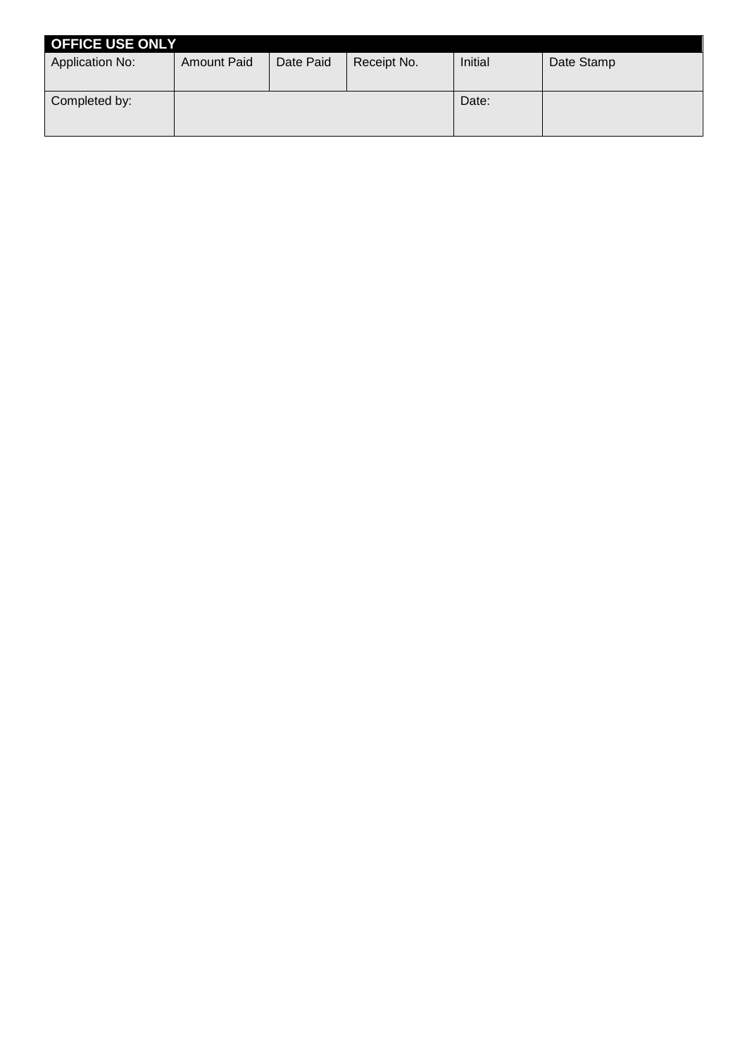**OFFICE USE ONLY**

| | | | | | |
|---|---|---|---|---|---|
| Application No: | Amount Paid | Date Paid | Receipt No. | Initial | Date Stamp |
| Completed by: | | | | Date: | |